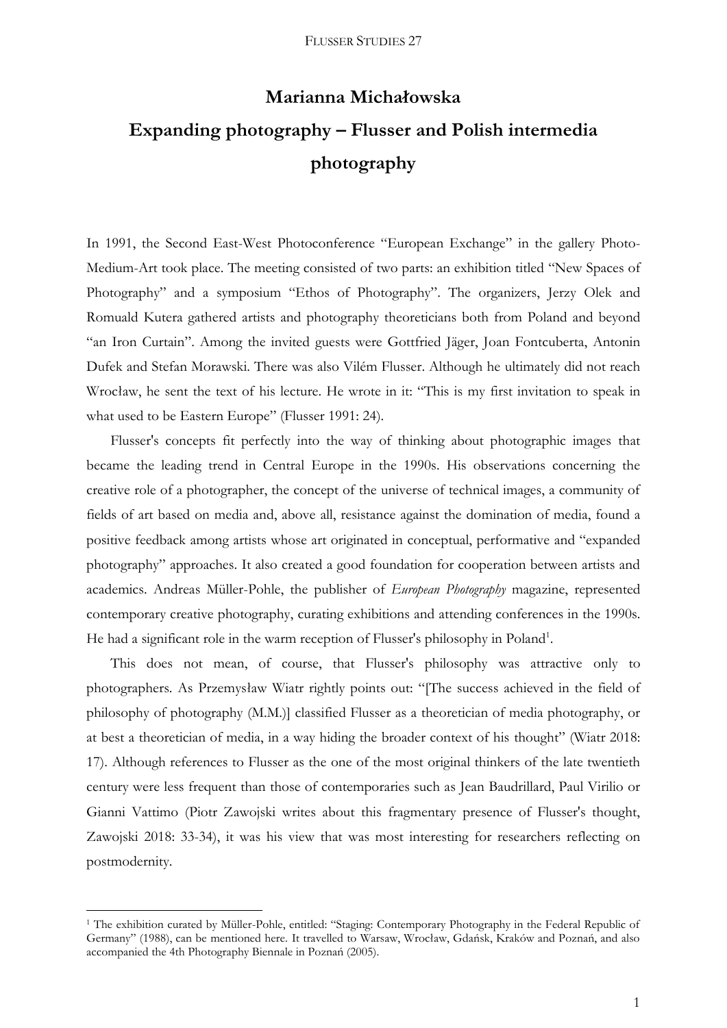# Marianna Michałowska

# Expanding photography – Flusser and Polish intermedia photography

In 1991, the Second East-West Photoconference "European Exchange" in the gallery Photo-Medium-Art took place. The meeting consisted of two parts: an exhibition titled "New Spaces of Photography" and a symposium "Ethos of Photography". The organizers, Jerzy Olek and Romuald Kutera gathered artists and photography theoreticians both from Poland and beyond "an Iron Curtain". Among the invited guests were Gottfried Jäger, Joan Fontcuberta, Antonin Dufek and Stefan Morawski. There was also Vilém Flusser. Although he ultimately did not reach Wrocław, he sent the text of his lecture. He wrote in it: "This is my first invitation to speak in what used to be Eastern Europe" (Flusser 1991: 24).

Flusser's concepts fit perfectly into the way of thinking about photographic images that became the leading trend in Central Europe in the 1990s. His observations concerning the creative role of a photographer, the concept of the universe of technical images, a community of fields of art based on media and, above all, resistance against the domination of media, found a positive feedback among artists whose art originated in conceptual, performative and "expanded photography" approaches. It also created a good foundation for cooperation between artists and academics. Andreas Müller-Pohle, the publisher of *European Photography* magazine, represented contemporary creative photography, curating exhibitions and attending conferences in the 1990s. He had a significant role in the warm reception of Flusser's philosophy in Poland[1].

This does not mean, of course, that Flusser's philosophy was attractive only to photographers. As Przemysław Wiatr rightly points out: "[The success achieved in the field of philosophy of photography (M.M.)] classified Flusser as a theoretician of media photography, or at best a theoretician of media, in a way hiding the broader context of his thought" (Wiatr 2018: 17). Although references to Flusser as the one of the most original thinkers of the late twentieth century were less frequent than those of contemporaries such as Jean Baudrillard, Paul Virilio or Gianni Vattimo (Piotr Zawojski writes about this fragmentary presence of Flusser's thought, Zawojski 2018: 33-34), it was his view that was most interesting for researchers reflecting on postmodernity.

---

[1] The exhibition curated by Müller-Pohle, entitled: "Staging: Contemporary Photography in the Federal Republic of Germany" (1988), can be mentioned here. It travelled to Warsaw, Wrocław, Gdańsk, Kraków and Poznań, and also accompanied the 4th Photography Biennale in Poznań (2005).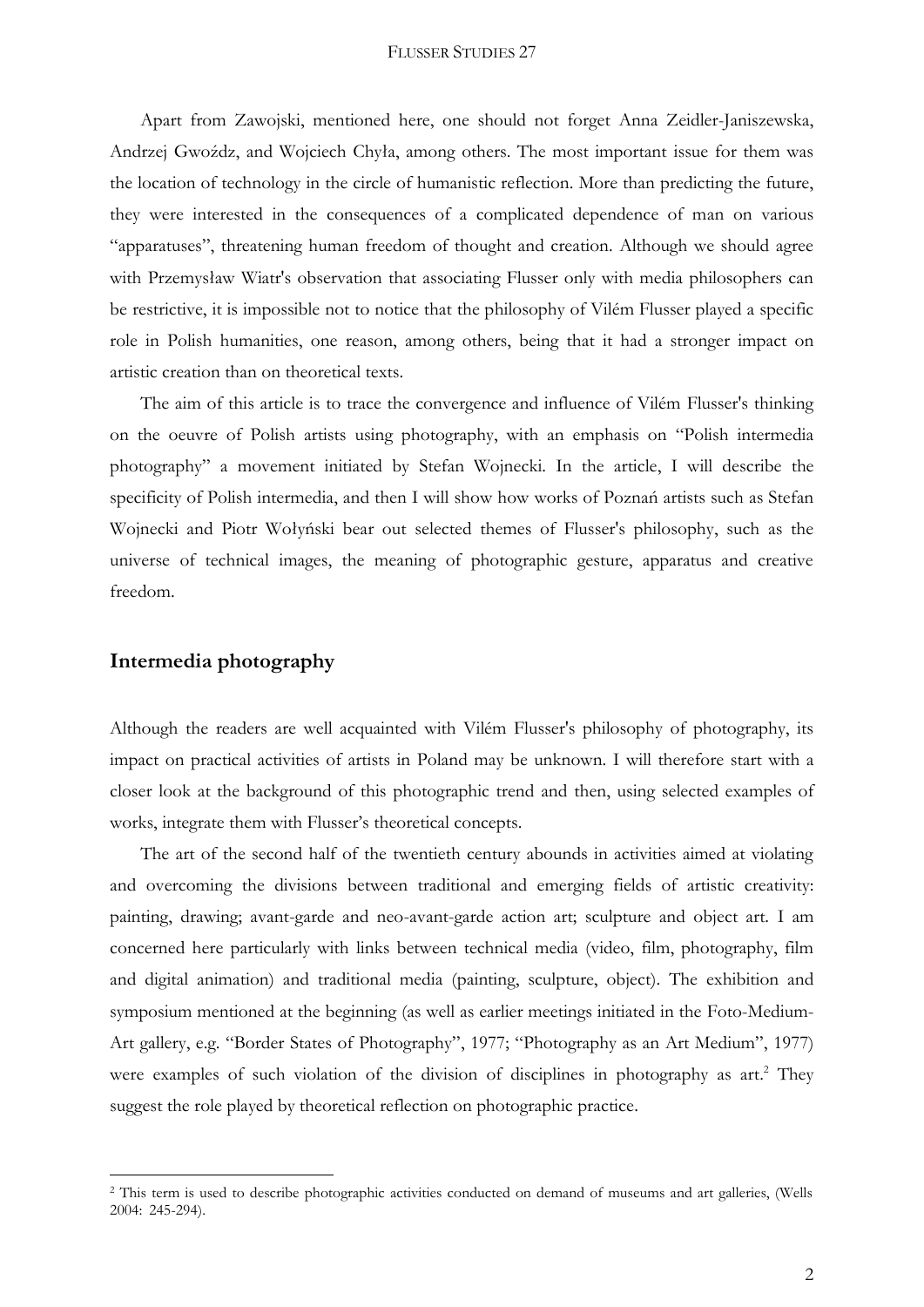Apart from Zawojski, mentioned here, one should not forget Anna Zeidler-Janiszewska, Andrzej Gwóźdz, and Wojciech Chyła, among others. The most important issue for them was the location of technology in the circle of humanistic reflection. More than predicting the future, they were interested in the consequences of a complicated dependence of man on various "apparatuses", threatening human freedom of thought and creation. Although we should agree with Przemysław Wiatr's observation that associating Flusser only with media philosophers can be restrictive, it is impossible not to notice that the philosophy of Vilém Flusser played a specific role in Polish humanities, one reason, among others, being that it had a stronger impact on artistic creation than on theoretical texts.

The aim of this article is to trace the convergence and influence of Vilém Flusser's thinking on the oeuvre of Polish artists using photography, with an emphasis on "Polish intermedia photography" a movement initiated by Stefan Wojnecki. In the article, I will describe the specificity of Polish intermedia, and then I will show how works of Poznań artists such as Stefan Wojnecki and Piotr Wołyński bear out selected themes of Flusser's philosophy, such as the universe of technical images, the meaning of photographic gesture, apparatus and creative freedom.

## Intermedia photography

Although the readers are well acquainted with Vilém Flusser's philosophy of photography, its impact on practical activities of artists in Poland may be unknown. I will therefore start with a closer look at the background of this photographic trend and then, using selected examples of works, integrate them with Flusser's theoretical concepts.

The art of the second half of the twentieth century abounds in activities aimed at violating and overcoming the divisions between traditional and emerging fields of artistic creativity: painting, drawing; avant-garde and neo-avant-garde action art; sculpture and object art. I am concerned here particularly with links between technical media (video, film, photography, film and digital animation) and traditional media (painting, sculpture, object). The exhibition and symposium mentioned at the beginning (as well as earlier meetings initiated in the Foto-Medium-Art gallery, e.g. "Border States of Photography", 1977; "Photography as an Art Medium", 1977) were examples of such violation of the division of disciplines in photography as art.[2] They suggest the role played by theoretical reflection on photographic practice.

[2] This term is used to describe photographic activities conducted on demand of museums and art galleries, (Wells 2004: 245-294).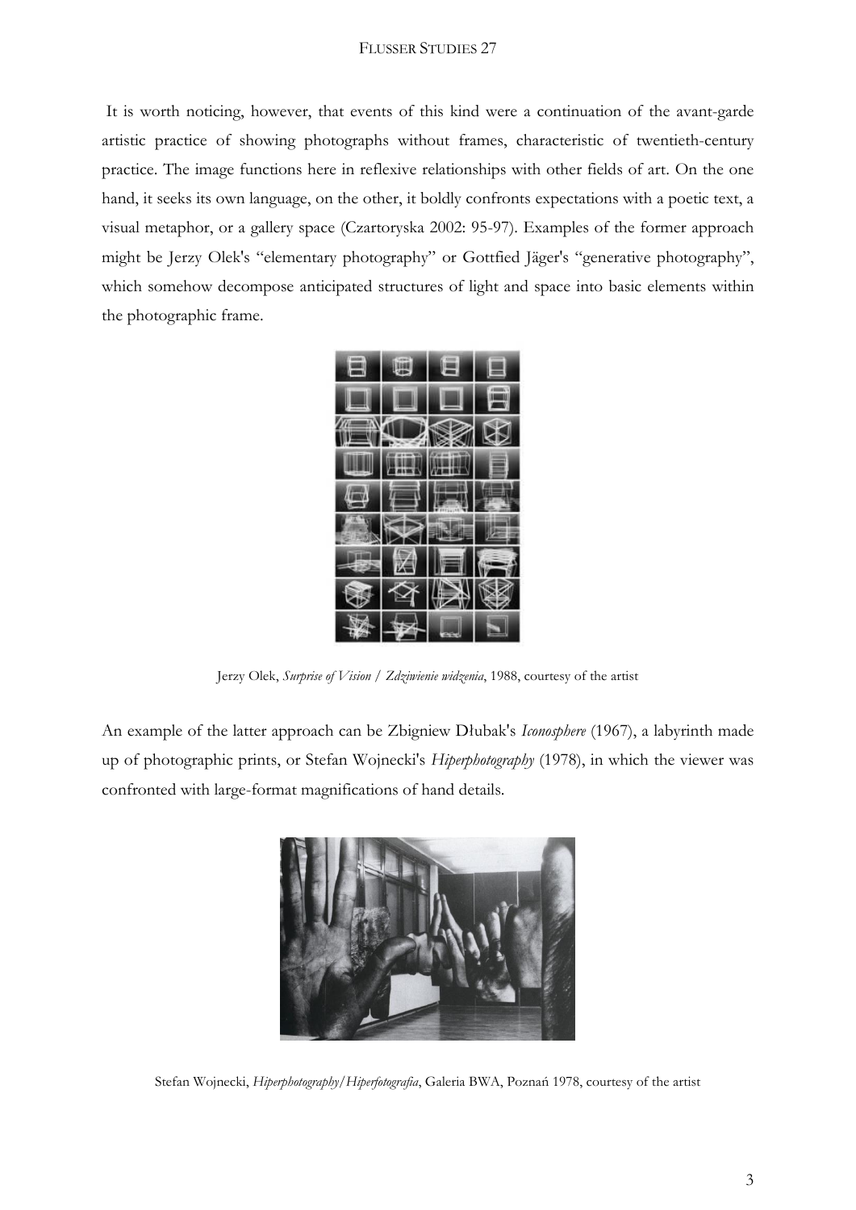It is worth noticing, however, that events of this kind were a continuation of the avant-garde artistic practice of showing photographs without frames, characteristic of twentieth-century practice. The image functions here in reflexive relationships with other fields of art. On the one hand, it seeks its own language, on the other, it boldly confronts expectations with a poetic text, a visual metaphor, or a gallery space (Czartoryska 2002: 95-97). Examples of the former approach might be Jerzy Olek's "elementary photography" or Gottfied Jäger's "generative photography", which somehow decompose anticipated structures of light and space into basic elements within the photographic frame.

Jerzy Olek, *Surprise of Vision / Zdziwienie widzenia*, 1988, courtesy of the artist

An example of the latter approach can be Zbigniew Dłubak's *Iconosphere* (1967), a labyrinth made up of photographic prints, or Stefan Wojnecki's *Hiperphotography* (1978), in which the viewer was confronted with large-format magnifications of hand details.

Stefan Wojnecki, *Hiperphotography/Hiperfotografia*, Galeria BWA, Poznań 1978, courtesy of the artist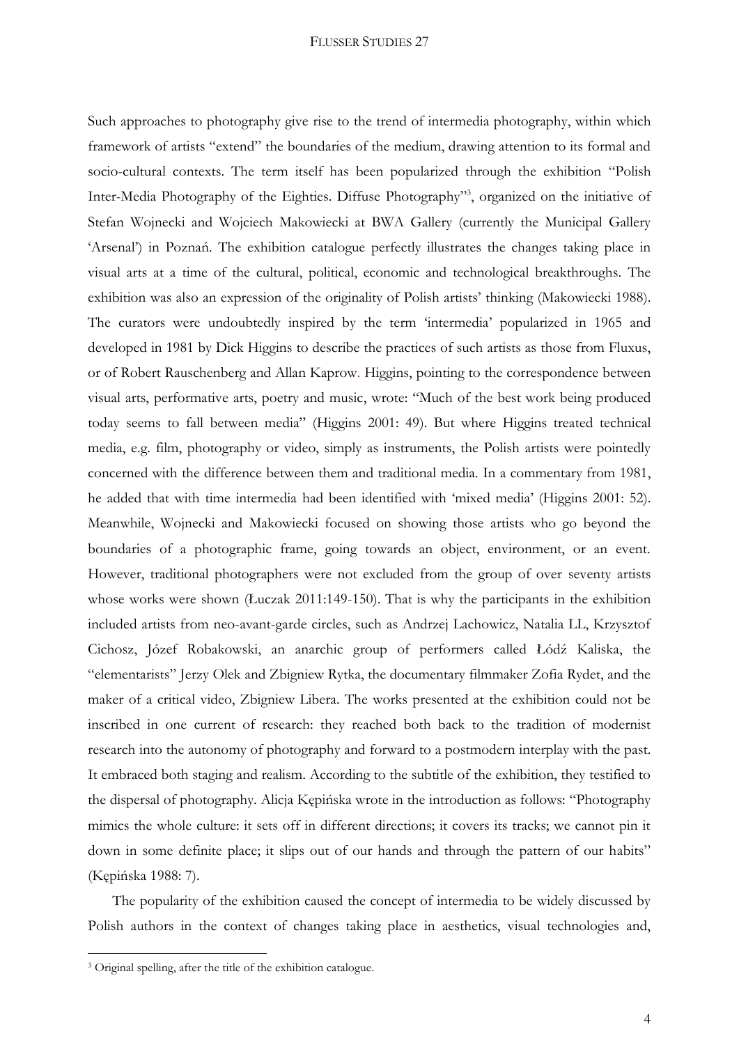Such approaches to photography give rise to the trend of intermedia photography, within which framework of artists "extend" the boundaries of the medium, drawing attention to its formal and socio-cultural contexts. The term itself has been popularized through the exhibition "Polish Inter-Media Photography of the Eighties. Diffuse Photography"[3], organized on the initiative of Stefan Wojnecki and Wojciech Makowiecki at BWA Gallery (currently the Municipal Gallery 'Arsenal') in Poznań. The exhibition catalogue perfectly illustrates the changes taking place in visual arts at a time of the cultural, political, economic and technological breakthroughs. The exhibition was also an expression of the originality of Polish artists' thinking (Makowiecki 1988). The curators were undoubtedly inspired by the term 'intermedia' popularized in 1965 and developed in 1981 by Dick Higgins to describe the practices of such artists as those from Fluxus, or of Robert Rauschenberg and Allan Kaprow. Higgins, pointing to the correspondence between visual arts, performative arts, poetry and music, wrote: "Much of the best work being produced today seems to fall between media" (Higgins 2001: 49). But where Higgins treated technical media, e.g. film, photography or video, simply as instruments, the Polish artists were pointedly concerned with the difference between them and traditional media. In a commentary from 1981, he added that with time intermedia had been identified with 'mixed media' (Higgins 2001: 52). Meanwhile, Wojnecki and Makowiecki focused on showing those artists who go beyond the boundaries of a photographic frame, going towards an object, environment, or an event. However, traditional photographers were not excluded from the group of over seventy artists whose works were shown (Łuczak 2011:149-150). That is why the participants in the exhibition included artists from neo-avant-garde circles, such as Andrzej Lachowicz, Natalia LL, Krzysztof Cichosz, Józef Robakowski, an anarchic group of performers called Łódź Kaliska, the "elementarists" Jerzy Olek and Zbigniew Rytka, the documentary filmmaker Zofia Rydet, and the maker of a critical video, Zbigniew Libera. The works presented at the exhibition could not be inscribed in one current of research: they reached both back to the tradition of modernist research into the autonomy of photography and forward to a postmodern interplay with the past. It embraced both staging and realism. According to the subtitle of the exhibition, they testified to the dispersal of photography. Alicja Kępińska wrote in the introduction as follows: "Photography mimics the whole culture: it sets off in different directions; it covers its tracks; we cannot pin it down in some definite place; it slips out of our hands and through the pattern of our habits" (Kępińska 1988: 7).

The popularity of the exhibition caused the concept of intermedia to be widely discussed by Polish authors in the context of changes taking place in aesthetics, visual technologies and,

[3] Original spelling, after the title of the exhibition catalogue.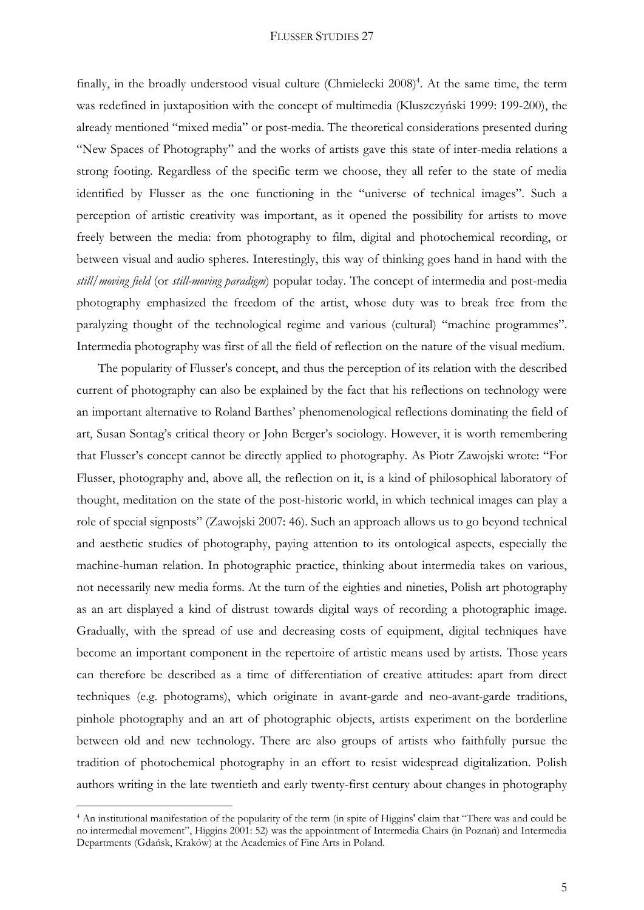finally, in the broadly understood visual culture (Chmielecki 2008)[4]. At the same time, the term was redefined in juxtaposition with the concept of multimedia (Kluszczyński 1999: 199-200), the already mentioned "mixed media" or post-media. The theoretical considerations presented during "New Spaces of Photography" and the works of artists gave this state of inter-media relations a strong footing. Regardless of the specific term we choose, they all refer to the state of media identified by Flusser as the one functioning in the "universe of technical images". Such a perception of artistic creativity was important, as it opened the possibility for artists to move freely between the media: from photography to film, digital and photochemical recording, or between visual and audio spheres. Interestingly, this way of thinking goes hand in hand with the *still/moving field* (or *still-moving paradigm*) popular today. The concept of intermedia and post-media photography emphasized the freedom of the artist, whose duty was to break free from the paralyzing thought of the technological regime and various (cultural) "machine programmes". Intermedia photography was first of all the field of reflection on the nature of the visual medium.

The popularity of Flusser's concept, and thus the perception of its relation with the described current of photography can also be explained by the fact that his reflections on technology were an important alternative to Roland Barthes' phenomenological reflections dominating the field of art, Susan Sontag's critical theory or John Berger's sociology. However, it is worth remembering that Flusser's concept cannot be directly applied to photography. As Piotr Zawojski wrote: "For Flusser, photography and, above all, the reflection on it, is a kind of philosophical laboratory of thought, meditation on the state of the post-historic world, in which technical images can play a role of special signposts" (Zawojski 2007: 46). Such an approach allows us to go beyond technical and aesthetic studies of photography, paying attention to its ontological aspects, especially the machine-human relation. In photographic practice, thinking about intermedia takes on various, not necessarily new media forms. At the turn of the eighties and nineties, Polish art photography as an art displayed a kind of distrust towards digital ways of recording a photographic image. Gradually, with the spread of use and decreasing costs of equipment, digital techniques have become an important component in the repertoire of artistic means used by artists. Those years can therefore be described as a time of differentiation of creative attitudes: apart from direct techniques (e.g. photograms), which originate in avant-garde and neo-avant-garde traditions, pinhole photography and an art of photographic objects, artists experiment on the borderline between old and new technology. There are also groups of artists who faithfully pursue the tradition of photochemical photography in an effort to resist widespread digitalization. Polish authors writing in the late twentieth and early twenty-first century about changes in photography

---

[4] An institutional manifestation of the popularity of the term (in spite of Higgins' claim that "There was and could be no intermedial movement", Higgins 2001: 52) was the appointment of Intermedia Chairs (in Poznań) and Intermedia Departments (Gdańsk, Kraków) at the Academies of Fine Arts in Poland.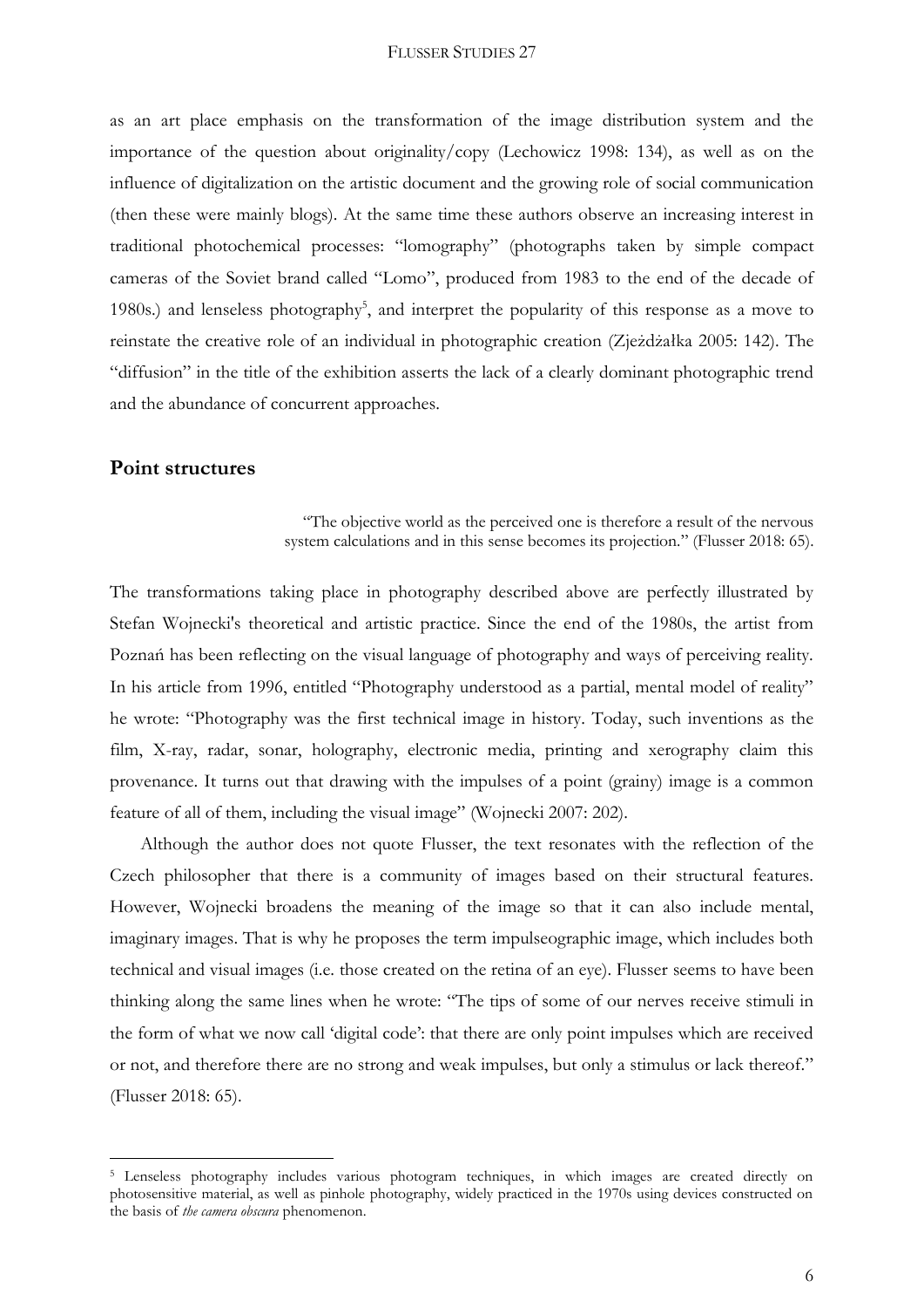as an art place emphasis on the transformation of the image distribution system and the importance of the question about originality/copy (Lechowicz 1998: 134), as well as on the influence of digitalization on the artistic document and the growing role of social communication (then these were mainly blogs). At the same time these authors observe an increasing interest in traditional photochemical processes: "lomography" (photographs taken by simple compact cameras of the Soviet brand called "Lomo", produced from 1983 to the end of the decade of 1980s.) and lenseless photography[5], and interpret the popularity of this response as a move to reinstate the creative role of an individual in photographic creation (Zjeżdżałka 2005: 142). The "diffusion" in the title of the exhibition asserts the lack of a clearly dominant photographic trend and the abundance of concurrent approaches.

## Point structures

> "The objective world as the perceived one is therefore a result of the nervous system calculations and in this sense becomes its projection." (Flusser 2018: 65).

The transformations taking place in photography described above are perfectly illustrated by Stefan Wojnecki's theoretical and artistic practice. Since the end of the 1980s, the artist from Poznań has been reflecting on the visual language of photography and ways of perceiving reality. In his article from 1996, entitled "Photography understood as a partial, mental model of reality" he wrote: "Photography was the first technical image in history. Today, such inventions as the film, X-ray, radar, sonar, holography, electronic media, printing and xerography claim this provenance. It turns out that drawing with the impulses of a point (grainy) image is a common feature of all of them, including the visual image" (Wojnecki 2007: 202).

Although the author does not quote Flusser, the text resonates with the reflection of the Czech philosopher that there is a community of images based on their structural features. However, Wojnecki broadens the meaning of the image so that it can also include mental, imaginary images. That is why he proposes the term impulseographic image, which includes both technical and visual images (i.e. those created on the retina of an eye). Flusser seems to have been thinking along the same lines when he wrote: "The tips of some of our nerves receive stimuli in the form of what we now call 'digital code': that there are only point impulses which are received or not, and therefore there are no strong and weak impulses, but only a stimulus or lack thereof." (Flusser 2018: 65).

---

[5] Lenseless photography includes various photogram techniques, in which images are created directly on photosensitive material, as well as pinhole photography, widely practiced in the 1970s using devices constructed on the basis of *the camera obscura* phenomenon.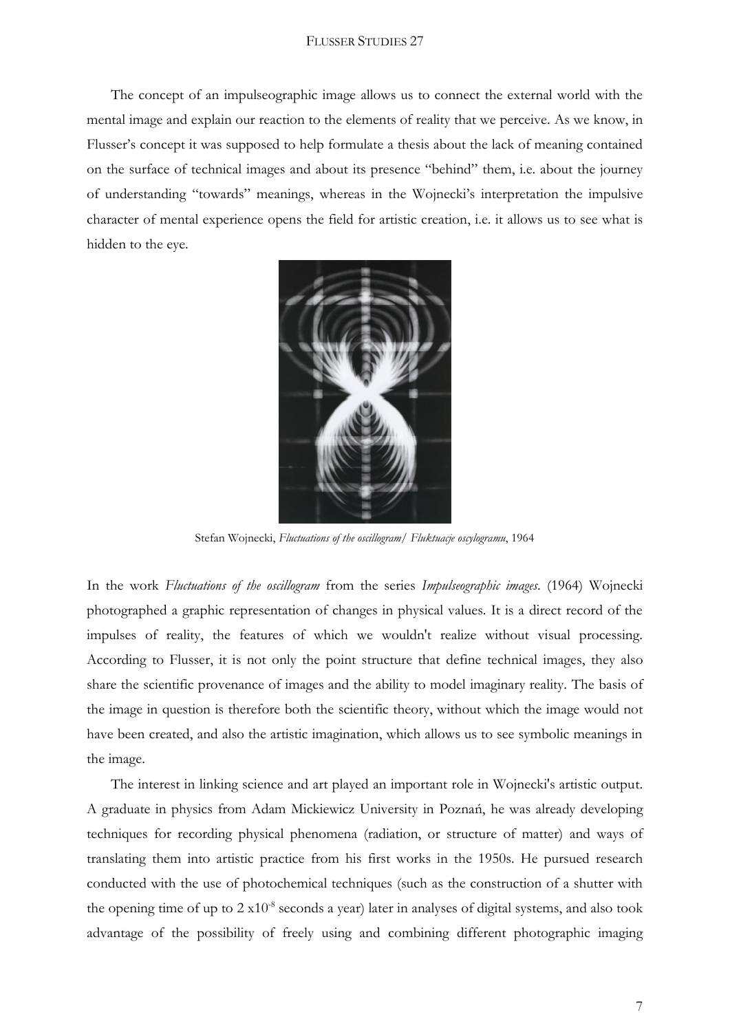The concept of an impulseographic image allows us to connect the external world with the mental image and explain our reaction to the elements of reality that we perceive. As we know, in Flusser's concept it was supposed to help formulate a thesis about the lack of meaning contained on the surface of technical images and about its presence "behind" them, i.e. about the journey of understanding "towards" meanings, whereas in the Wojnecki's interpretation the impulsive character of mental experience opens the field for artistic creation, i.e. it allows us to see what is hidden to the eye.

Stefan Wojnecki, *Fluctuations of the oscillogram/ Fluktuacje oscylogramu*, 1964

In the work *Fluctuations of the oscillogram* from the series *Impulseographic images*. (1964) Wojnecki photographed a graphic representation of changes in physical values. It is a direct record of the impulses of reality, the features of which we wouldn't realize without visual processing. According to Flusser, it is not only the point structure that define technical images, they also share the scientific provenance of images and the ability to model imaginary reality. The basis of the image in question is therefore both the scientific theory, without which the image would not have been created, and also the artistic imagination, which allows us to see symbolic meanings in the image.

The interest in linking science and art played an important role in Wojnecki's artistic output. A graduate in physics from Adam Mickiewicz University in Poznań, he was already developing techniques for recording physical phenomena (radiation, or structure of matter) and ways of translating them into artistic practice from his first works in the 1950s. He pursued research conducted with the use of photochemical techniques (such as the construction of a shutter with the opening time of up to $2 \times 10^{-8}$ seconds a year) later in analyses of digital systems, and also took advantage of the possibility of freely using and combining different photographic imaging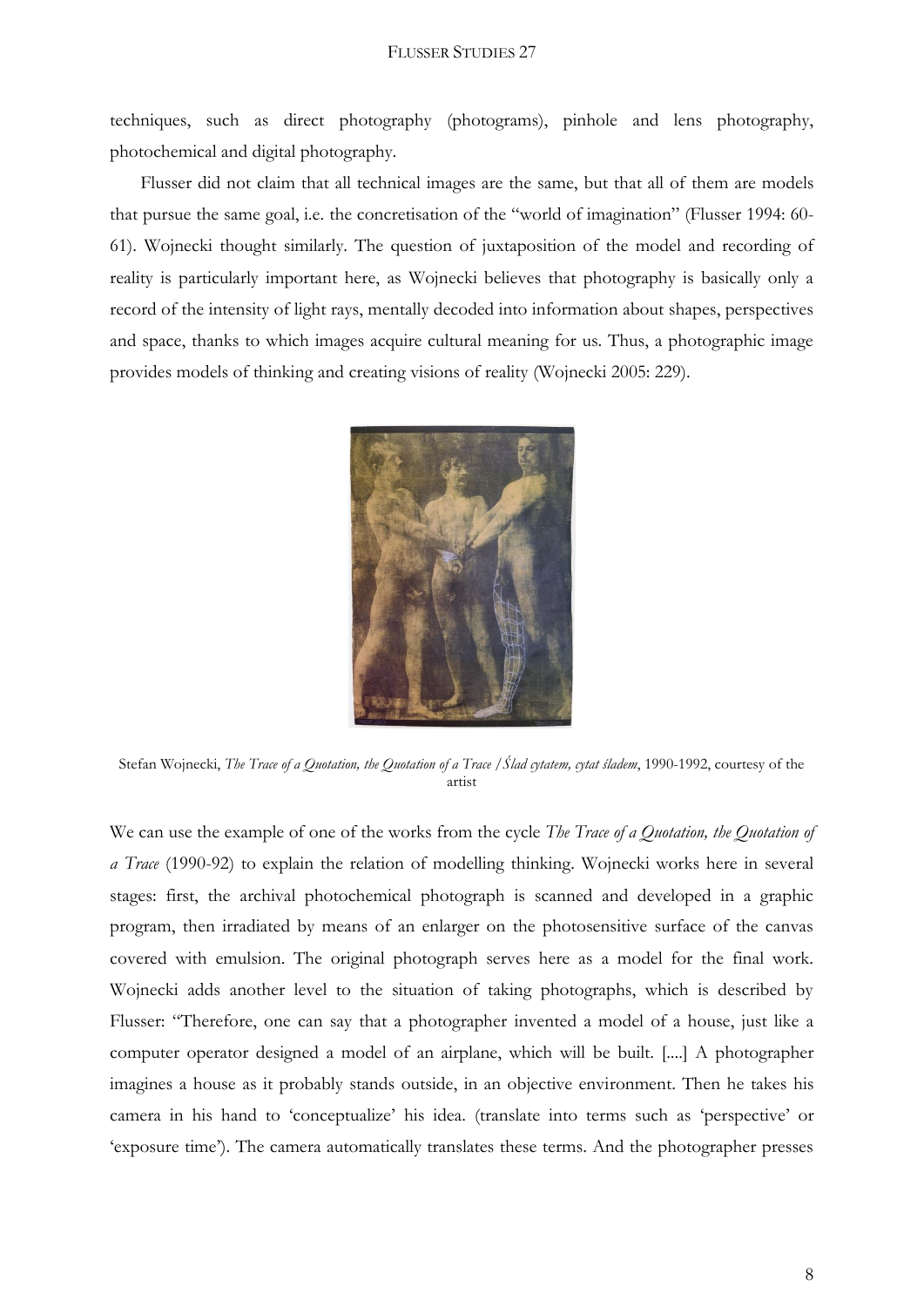techniques, such as direct photography (photograms), pinhole and lens photography, photochemical and digital photography.

Flusser did not claim that all technical images are the same, but that all of them are models that pursue the same goal, i.e. the concretisation of the "world of imagination" (Flusser 1994: 60-61). Wojnecki thought similarly. The question of juxtaposition of the model and recording of reality is particularly important here, as Wojnecki believes that photography is basically only a record of the intensity of light rays, mentally decoded into information about shapes, perspectives and space, thanks to which images acquire cultural meaning for us. Thus, a photographic image provides models of thinking and creating visions of reality (Wojnecki 2005: 229).

Stefan Wojnecki, *The Trace of a Quotation, the Quotation of a Trace / Ślad cytatem, cytat śladem*, 1990-1992, courtesy of the artist

We can use the example of one of the works from the cycle *The Trace of a Quotation, the Quotation of a Trace* (1990-92) to explain the relation of modelling thinking. Wojnecki works here in several stages: first, the archival photochemical photograph is scanned and developed in a graphic program, then irradiated by means of an enlarger on the photosensitive surface of the canvas covered with emulsion. The original photograph serves here as a model for the final work. Wojnecki adds another level to the situation of taking photographs, which is described by Flusser: "Therefore, one can say that a photographer invented a model of a house, just like a computer operator designed a model of an airplane, which will be built. [....] A photographer imagines a house as it probably stands outside, in an objective environment. Then he takes his camera in his hand to 'conceptualize' his idea. (translate into terms such as 'perspective' or 'exposure time'). The camera automatically translates these terms. And the photographer presses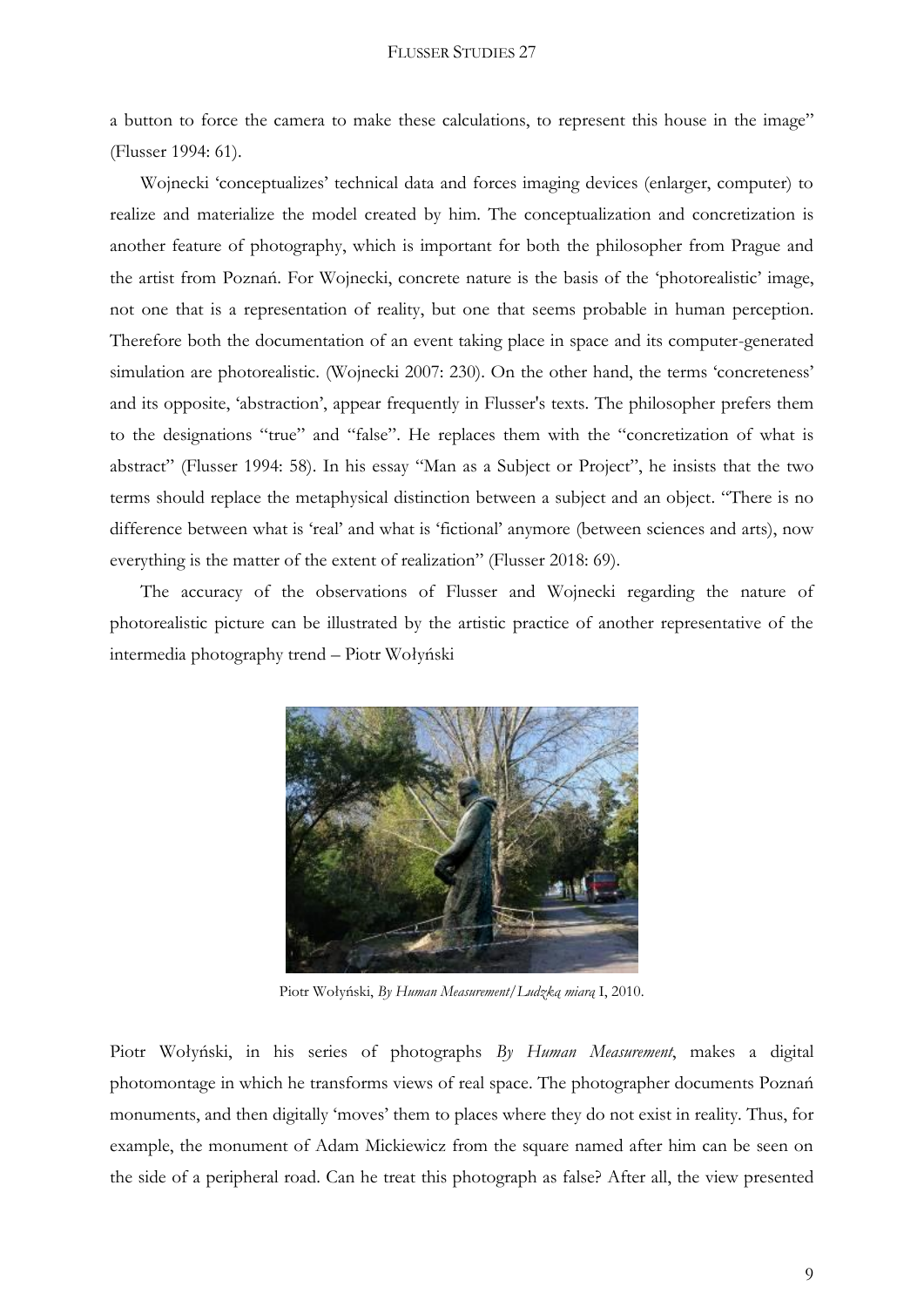a button to force the camera to make these calculations, to represent this house in the image" (Flusser 1994: 61).

Wojnecki 'conceptualizes' technical data and forces imaging devices (enlarger, computer) to realize and materialize the model created by him. The conceptualization and concretization is another feature of photography, which is important for both the philosopher from Prague and the artist from Poznań. For Wojnecki, concrete nature is the basis of the 'photorealistic' image, not one that is a representation of reality, but one that seems probable in human perception. Therefore both the documentation of an event taking place in space and its computer-generated simulation are photorealistic. (Wojnecki 2007: 230). On the other hand, the terms 'concreteness' and its opposite, 'abstraction', appear frequently in Flusser's texts. The philosopher prefers them to the designations "true" and "false". He replaces them with the "concretization of what is abstract" (Flusser 1994: 58). In his essay "Man as a Subject or Project", he insists that the two terms should replace the metaphysical distinction between a subject and an object. "There is no difference between what is 'real' and what is 'fictional' anymore (between sciences and arts), now everything is the matter of the extent of realization" (Flusser 2018: 69).

The accuracy of the observations of Flusser and Wojnecki regarding the nature of photorealistic picture can be illustrated by the artistic practice of another representative of the intermedia photography trend – Piotr Wołyński

Piotr Wołyński, *By Human Measurement*/*Ludzką miarą* I, 2010.

Piotr Wołyński, in his series of photographs *By Human Measurement*, makes a digital photomontage in which he transforms views of real space. The photographer documents Poznań monuments, and then digitally 'moves' them to places where they do not exist in reality. Thus, for example, the monument of Adam Mickiewicz from the square named after him can be seen on the side of a peripheral road. Can he treat this photograph as false? After all, the view presented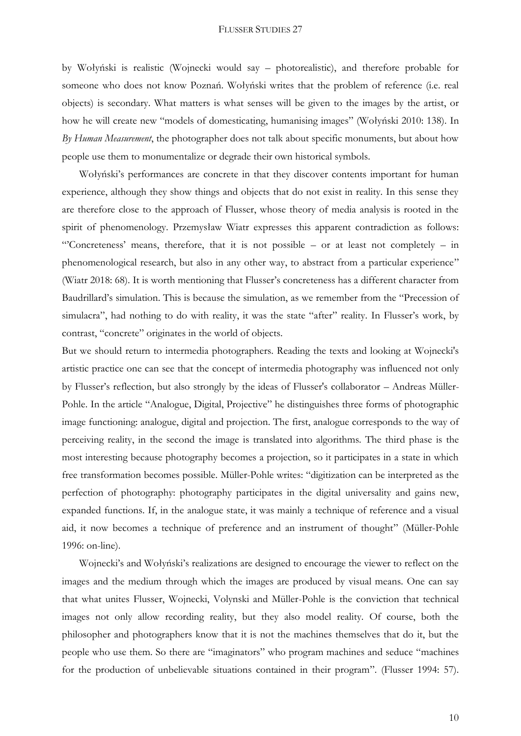by Wołyński is realistic (Wojnecki would say – photorealistic), and therefore probable for someone who does not know Poznań. Wołyński writes that the problem of reference (i.e. real objects) is secondary. What matters is what senses will be given to the images by the artist, or how he will create new "models of domesticating, humanising images" (Wołyński 2010: 138). In *By Human Measurement*, the photographer does not talk about specific monuments, but about how people use them to monumentalize or degrade their own historical symbols.

Wołyński's performances are concrete in that they discover contents important for human experience, although they show things and objects that do not exist in reality. In this sense they are therefore close to the approach of Flusser, whose theory of media analysis is rooted in the spirit of phenomenology. Przemysław Wiatr expresses this apparent contradiction as follows: "'Concreteness' means, therefore, that it is not possible – or at least not completely – in phenomenological research, but also in any other way, to abstract from a particular experience" (Wiatr 2018: 68). It is worth mentioning that Flusser's concreteness has a different character from Baudrillard's simulation. This is because the simulation, as we remember from the "Precession of simulacra", had nothing to do with reality, it was the state "after" reality. In Flusser's work, by contrast, "concrete" originates in the world of objects.

But we should return to intermedia photographers. Reading the texts and looking at Wojnecki's artistic practice one can see that the concept of intermedia photography was influenced not only by Flusser's reflection, but also strongly by the ideas of Flusser's collaborator – Andreas Müller-Pohle. In the article "Analogue, Digital, Projective" he distinguishes three forms of photographic image functioning: analogue, digital and projection. The first, analogue corresponds to the way of perceiving reality, in the second the image is translated into algorithms. The third phase is the most interesting because photography becomes a projection, so it participates in a state in which free transformation becomes possible. Müller-Pohle writes: "digitization can be interpreted as the perfection of photography: photography participates in the digital universality and gains new, expanded functions. If, in the analogue state, it was mainly a technique of reference and a visual aid, it now becomes a technique of preference and an instrument of thought" (Müller-Pohle 1996: on-line).

Wojnecki's and Wołyński's realizations are designed to encourage the viewer to reflect on the images and the medium through which the images are produced by visual means. One can say that what unites Flusser, Wojnecki, Volynski and Müller-Pohle is the conviction that technical images not only allow recording reality, but they also model reality. Of course, both the philosopher and photographers know that it is not the machines themselves that do it, but the people who use them. So there are "imaginators" who program machines and seduce "machines for the production of unbelievable situations contained in their program". (Flusser 1994: 57).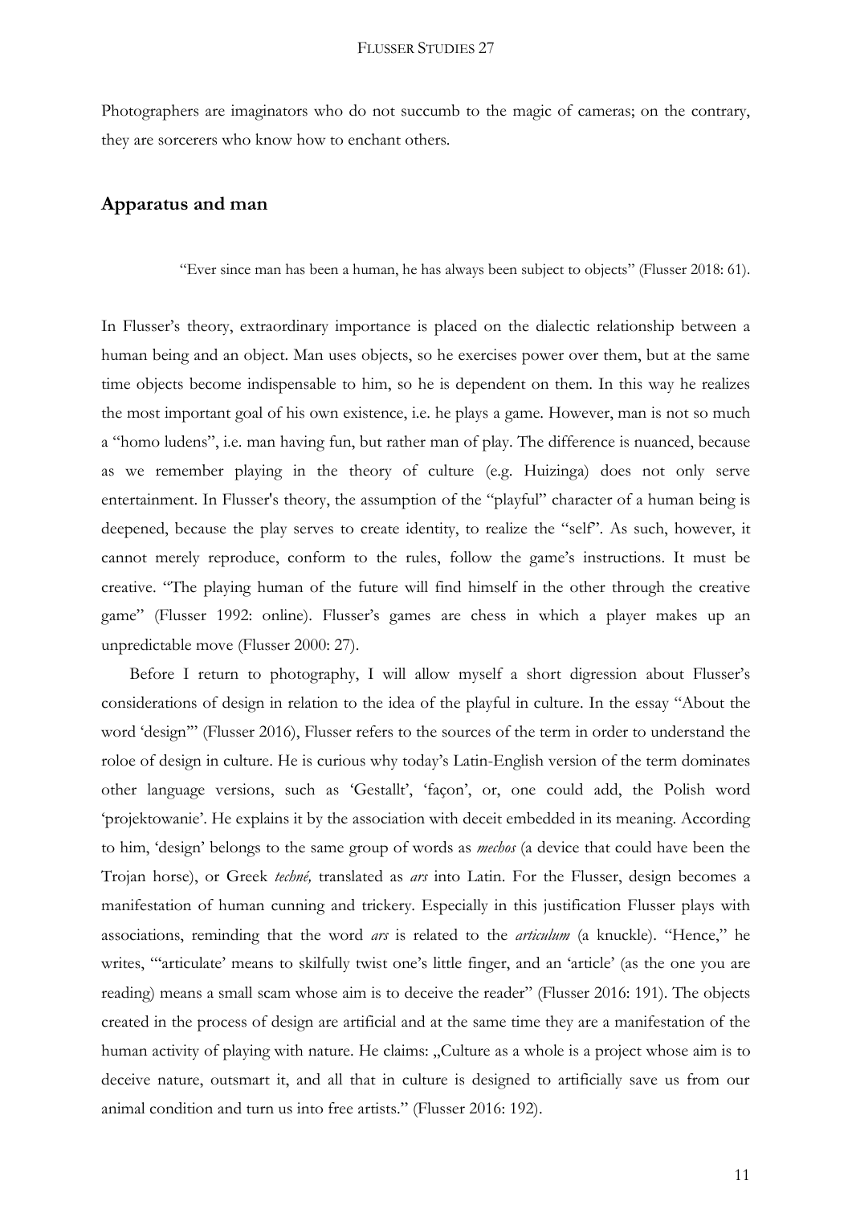Photographers are imaginators who do not succumb to the magic of cameras; on the contrary, they are sorcerers who know how to enchant others.

## Apparatus and man

> "Ever since man has been a human, he has always been subject to objects" (Flusser 2018: 61).

In Flusser's theory, extraordinary importance is placed on the dialectic relationship between a human being and an object. Man uses objects, so he exercises power over them, but at the same time objects become indispensable to him, so he is dependent on them. In this way he realizes the most important goal of his own existence, i.e. he plays a game. However, man is not so much a "homo ludens", i.e. man having fun, but rather man of play. The difference is nuanced, because as we remember playing in the theory of culture (e.g. Huizinga) does not only serve entertainment. In Flusser's theory, the assumption of the "playful" character of a human being is deepened, because the play serves to create identity, to realize the "self". As such, however, it cannot merely reproduce, conform to the rules, follow the game's instructions. It must be creative. "The playing human of the future will find himself in the other through the creative game" (Flusser 1992: online). Flusser's games are chess in which a player makes up an unpredictable move (Flusser 2000: 27).

Before I return to photography, I will allow myself a short digression about Flusser's considerations of design in relation to the idea of the playful in culture. In the essay "About the word 'design'" (Flusser 2016), Flusser refers to the sources of the term in order to understand the roloe of design in culture. He is curious why today's Latin-English version of the term dominates other language versions, such as 'Gestallt', 'façon', or, one could add, the Polish word 'projektowanie'. He explains it by the association with deceit embedded in its meaning. According to him, 'design' belongs to the same group of words as *mechos* (a device that could have been the Trojan horse), or Greek *techné,* translated as *ars* into Latin. For the Flusser, design becomes a manifestation of human cunning and trickery. Especially in this justification Flusser plays with associations, reminding that the word *ars* is related to the *articulum* (a knuckle). "Hence," he writes, "'articulate' means to skilfully twist one's little finger, and an 'article' (as the one you are reading) means a small scam whose aim is to deceive the reader" (Flusser 2016: 191). The objects created in the process of design are artificial and at the same time they are a manifestation of the human activity of playing with nature. He claims: „Culture as a whole is a project whose aim is to deceive nature, outsmart it, and all that in culture is designed to artificially save us from our animal condition and turn us into free artists." (Flusser 2016: 192).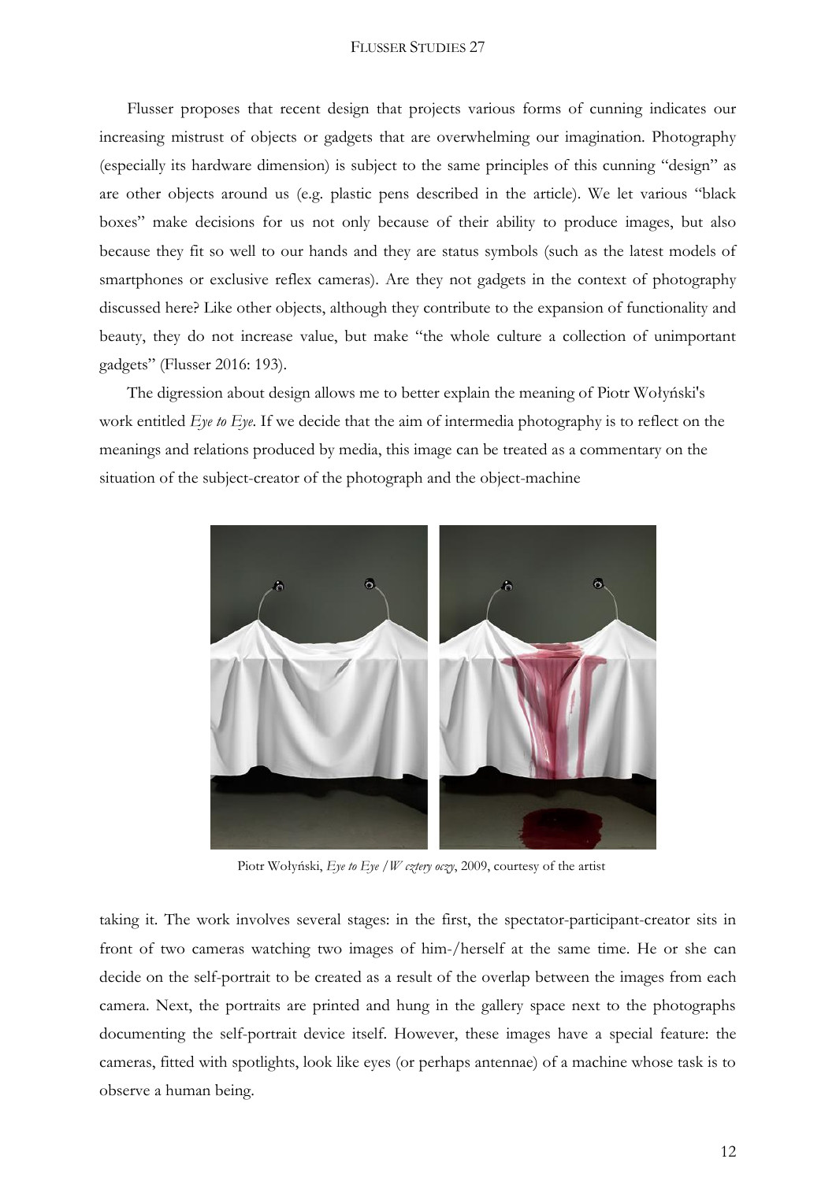Flusser proposes that recent design that projects various forms of cunning indicates our increasing mistrust of objects or gadgets that are overwhelming our imagination. Photography (especially its hardware dimension) is subject to the same principles of this cunning "design" as are other objects around us (e.g. plastic pens described in the article). We let various "black boxes" make decisions for us not only because of their ability to produce images, but also because they fit so well to our hands and they are status symbols (such as the latest models of smartphones or exclusive reflex cameras). Are they not gadgets in the context of photography discussed here? Like other objects, although they contribute to the expansion of functionality and beauty, they do not increase value, but make "the whole culture a collection of unimportant gadgets" (Flusser 2016: 193).

The digression about design allows me to better explain the meaning of Piotr Wołyński's work entitled *Eye to Eye*. If we decide that the aim of intermedia photography is to reflect on the meanings and relations produced by media, this image can be treated as a commentary on the situation of the subject-creator of the photograph and the object-machine

Piotr Wołyński, *Eye to Eye / W cztery oczy*, 2009, courtesy of the artist

taking it. The work involves several stages: in the first, the spectator-participant-creator sits in front of two cameras watching two images of him-/herself at the same time. He or she can decide on the self-portrait to be created as a result of the overlap between the images from each camera. Next, the portraits are printed and hung in the gallery space next to the photographs documenting the self-portrait device itself. However, these images have a special feature: the cameras, fitted with spotlights, look like eyes (or perhaps antennae) of a machine whose task is to observe a human being.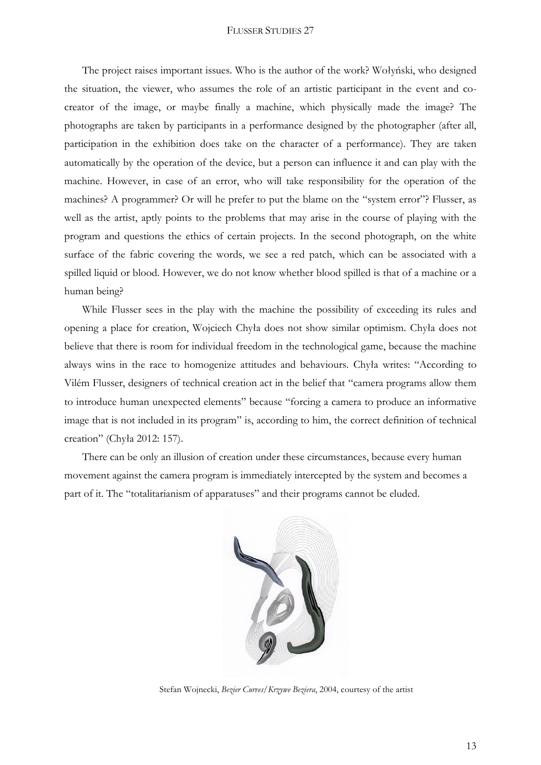The project raises important issues. Who is the author of the work? Wołyński, who designed the situation, the viewer, who assumes the role of an artistic participant in the event and co-creator of the image, or maybe finally a machine, which physically made the image? The photographs are taken by participants in a performance designed by the photographer (after all, participation in the exhibition does take on the character of a performance). They are taken automatically by the operation of the device, but a person can influence it and can play with the machine. However, in case of an error, who will take responsibility for the operation of the machines? A programmer? Or will he prefer to put the blame on the "system error"? Flusser, as well as the artist, aptly points to the problems that may arise in the course of playing with the program and questions the ethics of certain projects. In the second photograph, on the white surface of the fabric covering the words, we see a red patch, which can be associated with a spilled liquid or blood. However, we do not know whether blood spilled is that of a machine or a human being?

While Flusser sees in the play with the machine the possibility of exceeding its rules and opening a place for creation, Wojciech Chyła does not show similar optimism. Chyła does not believe that there is room for individual freedom in the technological game, because the machine always wins in the race to homogenize attitudes and behaviours. Chyła writes: "According to Vilém Flusser, designers of technical creation act in the belief that "camera programs allow them to introduce human unexpected elements" because "forcing a camera to produce an informative image that is not included in its program" is, according to him, the correct definition of technical creation" (Chyła 2012: 157).

There can be only an illusion of creation under these circumstances, because every human movement against the camera program is immediately intercepted by the system and becomes a part of it. The "totalitarianism of apparatuses" and their programs cannot be eluded.

Stefan Wojnecki, *Bezier Curves/Krzywe Beziera*, 2004, courtesy of the artist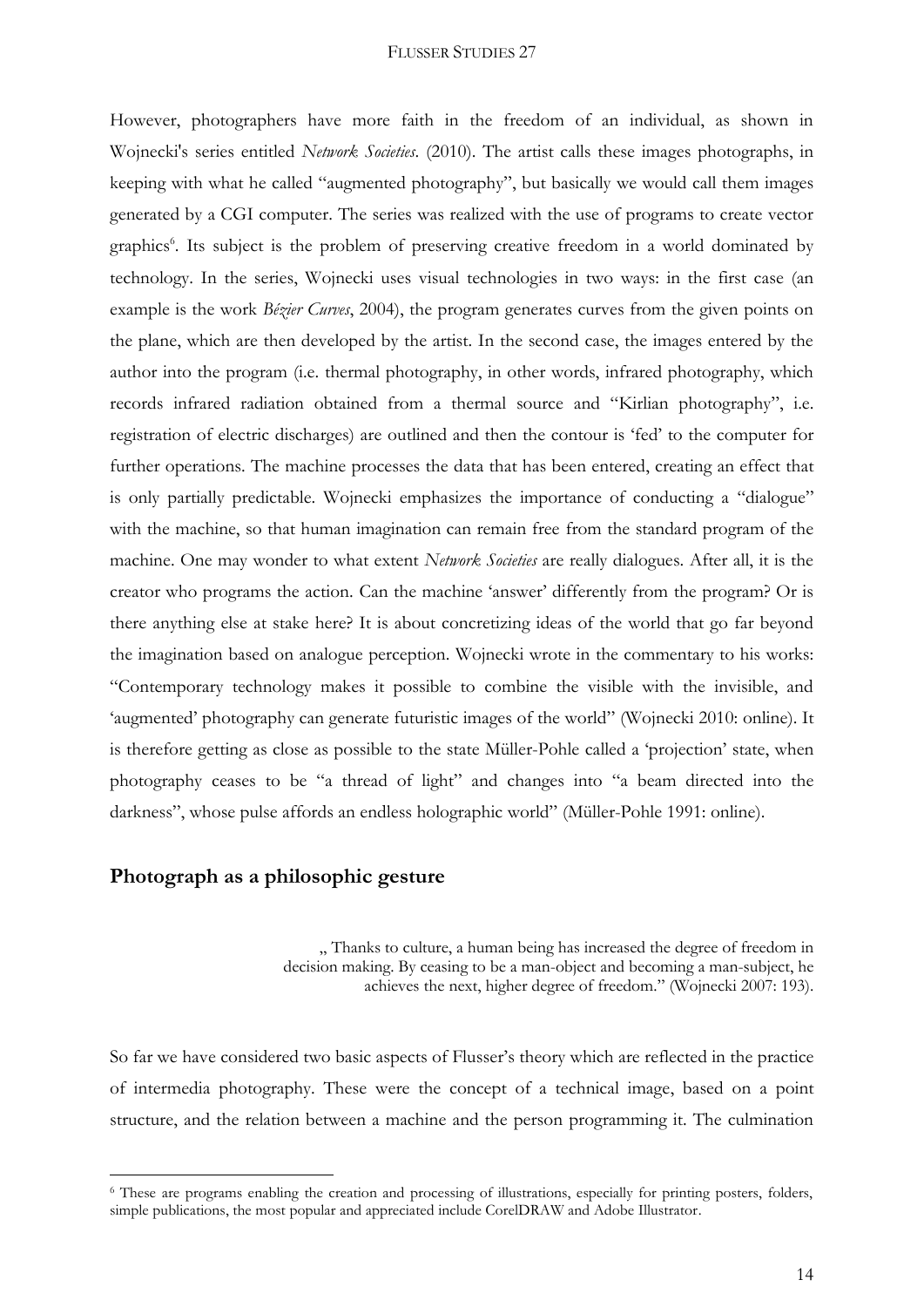However, photographers have more faith in the freedom of an individual, as shown in Wojnecki's series entitled *Network Societies*. (2010). The artist calls these images photographs, in keeping with what he called "augmented photography", but basically we would call them images generated by a CGI computer. The series was realized with the use of programs to create vector graphics[6]. Its subject is the problem of preserving creative freedom in a world dominated by technology. In the series, Wojnecki uses visual technologies in two ways: in the first case (an example is the work *Bézier Curves*, 2004), the program generates curves from the given points on the plane, which are then developed by the artist. In the second case, the images entered by the author into the program (i.e. thermal photography, in other words, infrared photography, which records infrared radiation obtained from a thermal source and "Kirlian photography", i.e. registration of electric discharges) are outlined and then the contour is 'fed' to the computer for further operations. The machine processes the data that has been entered, creating an effect that is only partially predictable. Wojnecki emphasizes the importance of conducting a "dialogue" with the machine, so that human imagination can remain free from the standard program of the machine. One may wonder to what extent *Network Societies* are really dialogues. After all, it is the creator who programs the action. Can the machine 'answer' differently from the program? Or is there anything else at stake here? It is about concretizing ideas of the world that go far beyond the imagination based on analogue perception. Wojnecki wrote in the commentary to his works: "Contemporary technology makes it possible to combine the visible with the invisible, and 'augmented' photography can generate futuristic images of the world" (Wojnecki 2010: online). It is therefore getting as close as possible to the state Müller-Pohle called a 'projection' state, when photography ceases to be "a thread of light" and changes into "a beam directed into the darkness", whose pulse affords an endless holographic world" (Müller-Pohle 1991: online).

## Photograph as a philosophic gesture

> „ Thanks to culture, a human being has increased the degree of freedom in decision making. By ceasing to be a man-object and becoming a man-subject, he achieves the next, higher degree of freedom." (Wojnecki 2007: 193).

So far we have considered two basic aspects of Flusser's theory which are reflected in the practice of intermedia photography. These were the concept of a technical image, based on a point structure, and the relation between a machine and the person programming it. The culmination

[6] These are programs enabling the creation and processing of illustrations, especially for printing posters, folders, simple publications, the most popular and appreciated include CorelDRAW and Adobe Illustrator.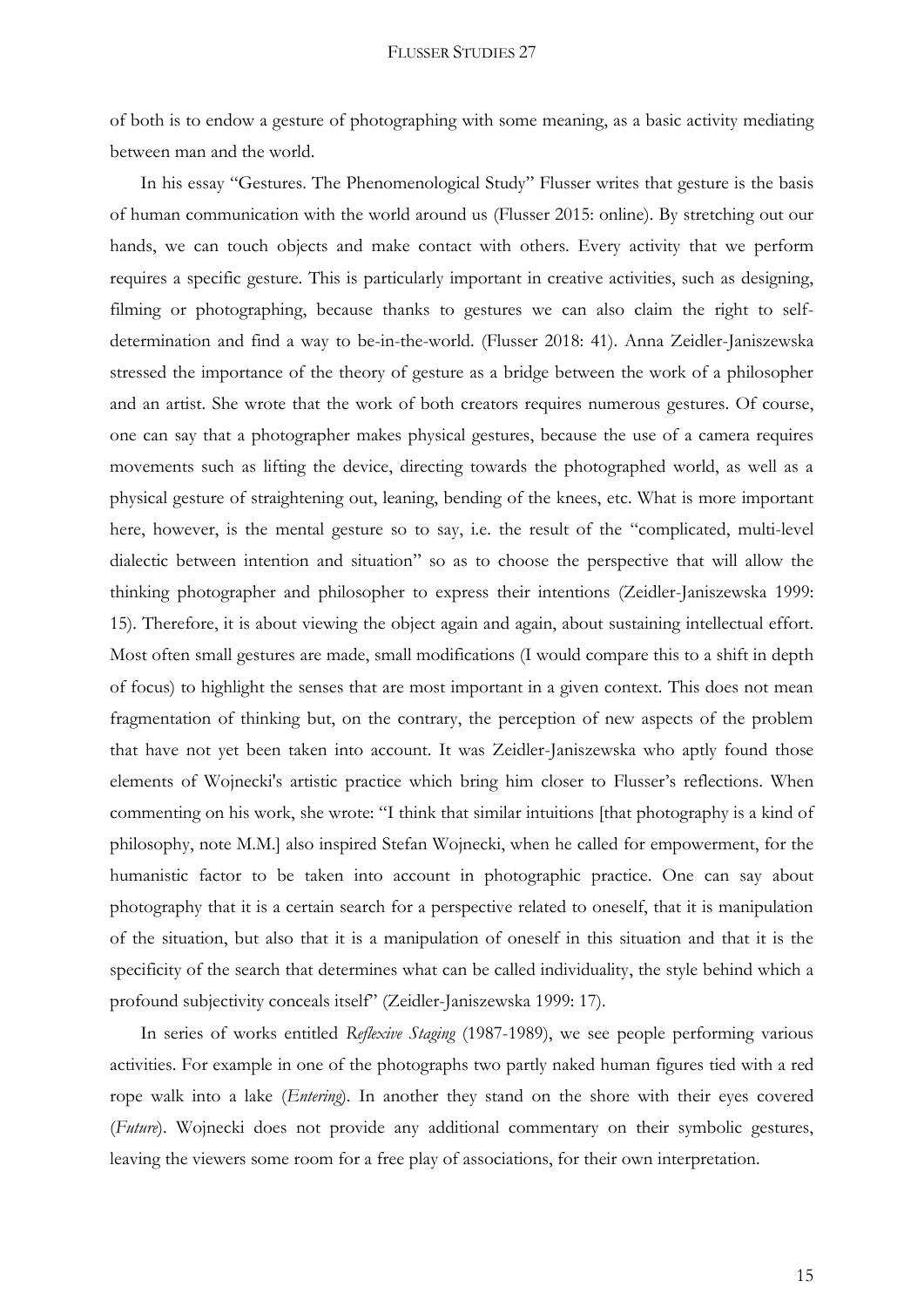of both is to endow a gesture of photographing with some meaning, as a basic activity mediating between man and the world.

In his essay "Gestures. The Phenomenological Study" Flusser writes that gesture is the basis of human communication with the world around us (Flusser 2015: online). By stretching out our hands, we can touch objects and make contact with others. Every activity that we perform requires a specific gesture. This is particularly important in creative activities, such as designing, filming or photographing, because thanks to gestures we can also claim the right to self-determination and find a way to be-in-the-world. (Flusser 2018: 41). Anna Zeidler-Janiszewska stressed the importance of the theory of gesture as a bridge between the work of a philosopher and an artist. She wrote that the work of both creators requires numerous gestures. Of course, one can say that a photographer makes physical gestures, because the use of a camera requires movements such as lifting the device, directing towards the photographed world, as well as a physical gesture of straightening out, leaning, bending of the knees, etc. What is more important here, however, is the mental gesture so to say, i.e. the result of the "complicated, multi-level dialectic between intention and situation" so as to choose the perspective that will allow the thinking photographer and philosopher to express their intentions (Zeidler-Janiszewska 1999: 15). Therefore, it is about viewing the object again and again, about sustaining intellectual effort. Most often small gestures are made, small modifications (I would compare this to a shift in depth of focus) to highlight the senses that are most important in a given context. This does not mean fragmentation of thinking but, on the contrary, the perception of new aspects of the problem that have not yet been taken into account. It was Zeidler-Janiszewska who aptly found those elements of Wojnecki's artistic practice which bring him closer to Flusser's reflections. When commenting on his work, she wrote: "I think that similar intuitions [that photography is a kind of philosophy, note M.M.] also inspired Stefan Wojnecki, when he called for empowerment, for the humanistic factor to be taken into account in photographic practice. One can say about photography that it is a certain search for a perspective related to oneself, that it is manipulation of the situation, but also that it is a manipulation of oneself in this situation and that it is the specificity of the search that determines what can be called individuality, the style behind which a profound subjectivity conceals itself" (Zeidler-Janiszewska 1999: 17).

In series of works entitled *Reflexive Staging* (1987-1989), we see people performing various activities. For example in one of the photographs two partly naked human figures tied with a red rope walk into a lake (*Entering*). In another they stand on the shore with their eyes covered (*Future*). Wojnecki does not provide any additional commentary on their symbolic gestures, leaving the viewers some room for a free play of associations, for their own interpretation.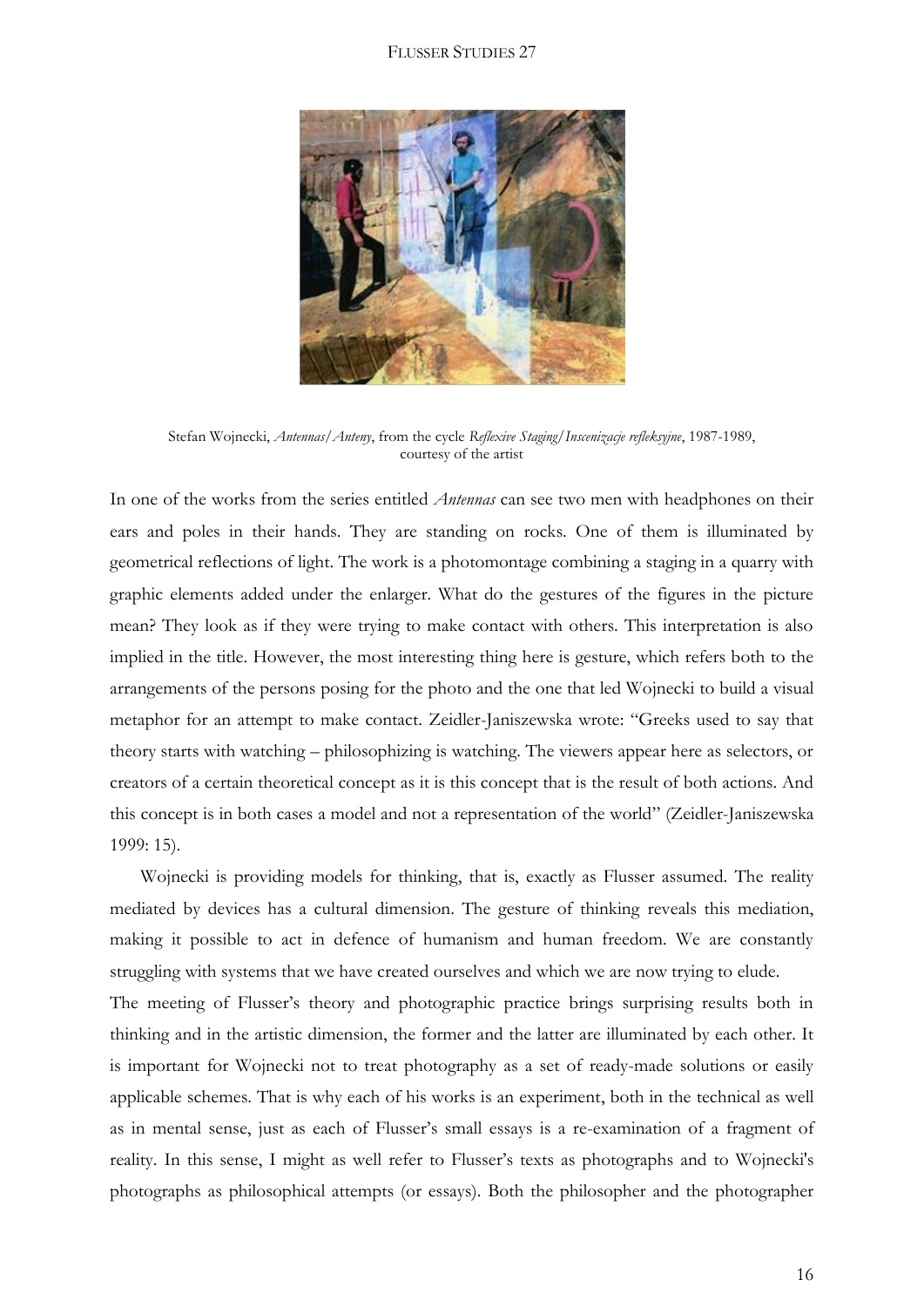Stefan Wojnecki, *Antennas/Anteny*, from the cycle *Reflexive Staging/Inscenizacje refleksyjne*, 1987-1989, courtesy of the artist

In one of the works from the series entitled *Antennas* can see two men with headphones on their ears and poles in their hands. They are standing on rocks. One of them is illuminated by geometrical reflections of light. The work is a photomontage combining a staging in a quarry with graphic elements added under the enlarger. What do the gestures of the figures in the picture mean? They look as if they were trying to make contact with others. This interpretation is also implied in the title. However, the most interesting thing here is gesture, which refers both to the arrangements of the persons posing for the photo and the one that led Wojnecki to build a visual metaphor for an attempt to make contact. Zeidler-Janiszewska wrote: "Greeks used to say that theory starts with watching – philosophizing is watching. The viewers appear here as selectors, or creators of a certain theoretical concept as it is this concept that is the result of both actions. And this concept is in both cases a model and not a representation of the world" (Zeidler-Janiszewska 1999: 15).

Wojnecki is providing models for thinking, that is, exactly as Flusser assumed. The reality mediated by devices has a cultural dimension. The gesture of thinking reveals this mediation, making it possible to act in defence of humanism and human freedom. We are constantly struggling with systems that we have created ourselves and which we are now trying to elude.

The meeting of Flusser's theory and photographic practice brings surprising results both in thinking and in the artistic dimension, the former and the latter are illuminated by each other. It is important for Wojnecki not to treat photography as a set of ready-made solutions or easily applicable schemes. That is why each of his works is an experiment, both in the technical as well as in mental sense, just as each of Flusser's small essays is a re-examination of a fragment of reality. In this sense, I might as well refer to Flusser's texts as photographs and to Wojnecki's photographs as philosophical attempts (or essays). Both the philosopher and the photographer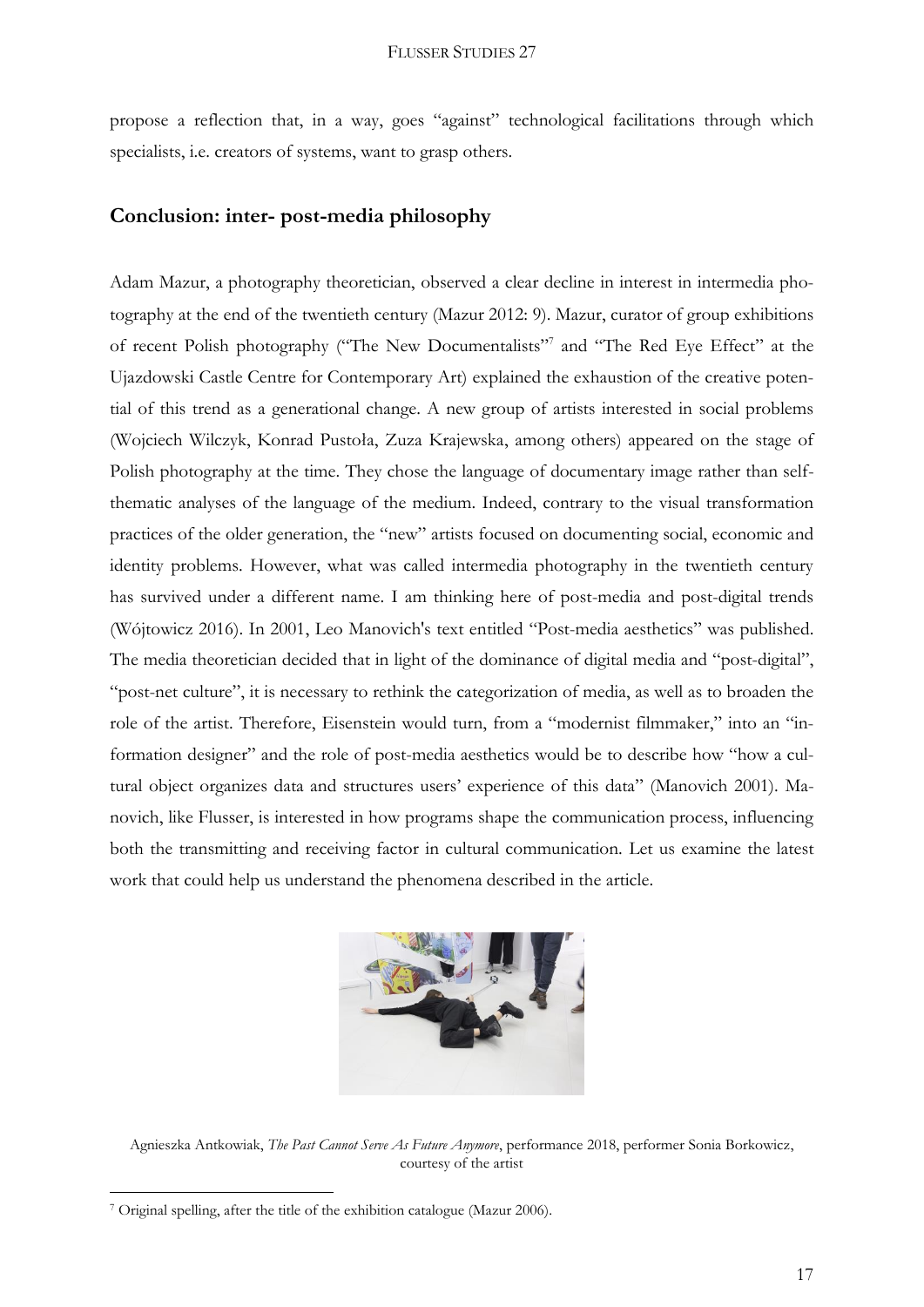propose a reflection that, in a way, goes "against" technological facilitations through which specialists, i.e. creators of systems, want to grasp others.

## Conclusion: inter- post-media philosophy

Adam Mazur, a photography theoretician, observed a clear decline in interest in intermedia photography at the end of the twentieth century (Mazur 2012: 9). Mazur, curator of group exhibitions of recent Polish photography ("The New Documentalists"[7] and "The Red Eye Effect" at the Ujazdowski Castle Centre for Contemporary Art) explained the exhaustion of the creative potential of this trend as a generational change. A new group of artists interested in social problems (Wojciech Wilczyk, Konrad Pustoła, Zuza Krajewska, among others) appeared on the stage of Polish photography at the time. They chose the language of documentary image rather than self-thematic analyses of the language of the medium. Indeed, contrary to the visual transformation practices of the older generation, the "new" artists focused on documenting social, economic and identity problems. However, what was called intermedia photography in the twentieth century has survived under a different name. I am thinking here of post-media and post-digital trends (Wójtowicz 2016). In 2001, Leo Manovich's text entitled "Post-media aesthetics" was published. The media theoretician decided that in light of the dominance of digital media and "post-digital", "post-net culture", it is necessary to rethink the categorization of media, as well as to broaden the role of the artist. Therefore, Eisenstein would turn, from a "modernist filmmaker," into an "information designer" and the role of post-media aesthetics would be to describe how "how a cultural object organizes data and structures users' experience of this data" (Manovich 2001). Manovich, like Flusser, is interested in how programs shape the communication process, influencing both the transmitting and receiving factor in cultural communication. Let us examine the latest work that could help us understand the phenomena described in the article.

Agnieszka Antkowiak, *The Past Cannot Serve As Future Anymore*, performance 2018, performer Sonia Borkowicz, courtesy of the artist

[7] Original spelling, after the title of the exhibition catalogue (Mazur 2006).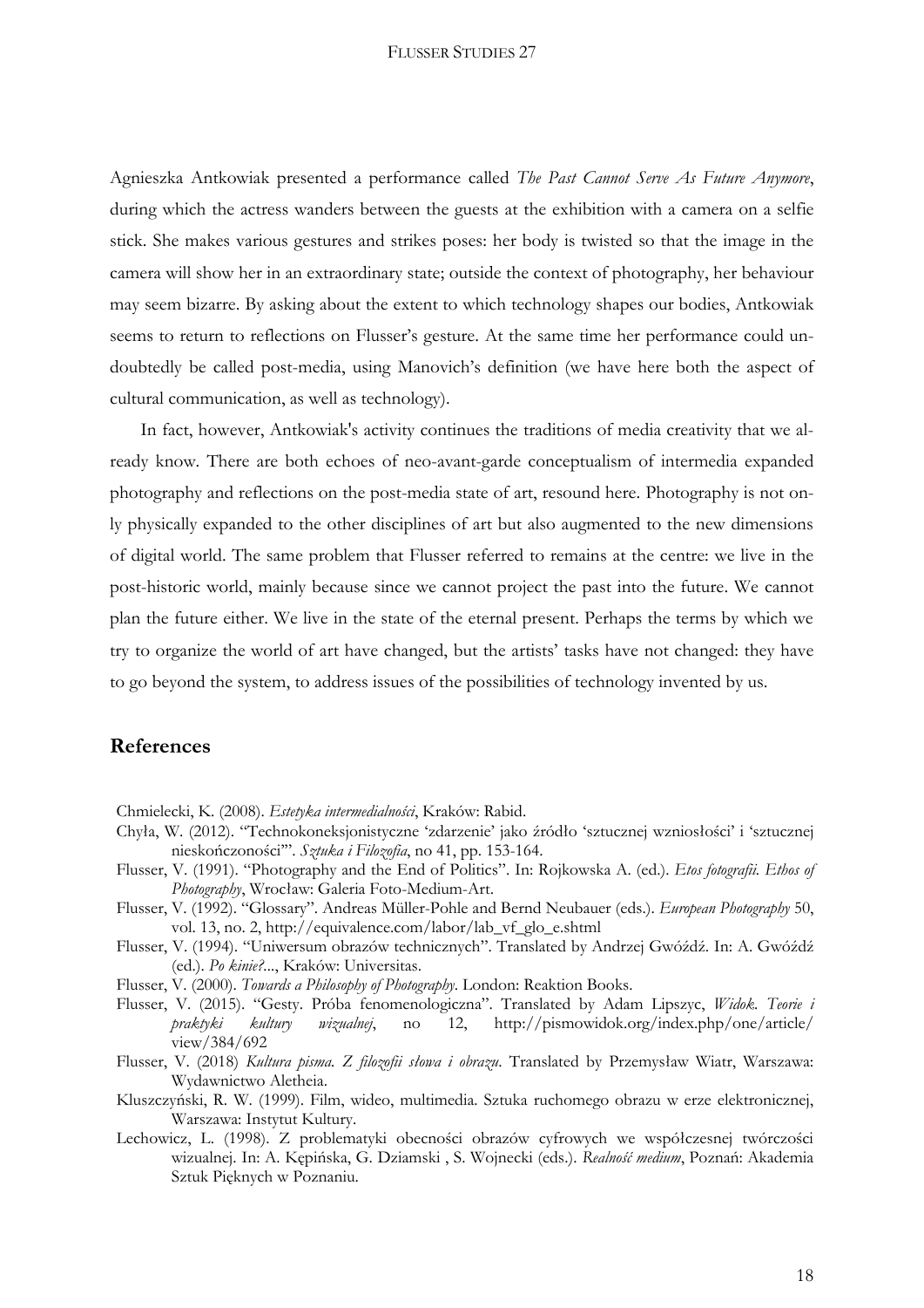Agnieszka Antkowiak presented a performance called *The Past Cannot Serve As Future Anymore*, during which the actress wanders between the guests at the exhibition with a camera on a selfie stick. She makes various gestures and strikes poses: her body is twisted so that the image in the camera will show her in an extraordinary state; outside the context of photography, her behaviour may seem bizarre. By asking about the extent to which technology shapes our bodies, Antkowiak seems to return to reflections on Flusser's gesture. At the same time her performance could undoubtedly be called post-media, using Manovich's definition (we have here both the aspect of cultural communication, as well as technology).

In fact, however, Antkowiak's activity continues the traditions of media creativity that we already know. There are both echoes of neo-avant-garde conceptualism of intermedia expanded photography and reflections on the post-media state of art, resound here. Photography is not only physically expanded to the other disciplines of art but also augmented to the new dimensions of digital world. The same problem that Flusser referred to remains at the centre: we live in the post-historic world, mainly because since we cannot project the past into the future. We cannot plan the future either. We live in the state of the eternal present. Perhaps the terms by which we try to organize the world of art have changed, but the artists' tasks have not changed: they have to go beyond the system, to address issues of the possibilities of technology invented by us.

## References

Chmielecki, K. (2008). *Estetyka intermedialności*, Kraków: Rabid.

Chyła, W. (2012). "Technokoneksjonistyczne 'zdarzenie' jako źródło 'sztucznej wzniosłości' i 'sztucznej nieskończoności'". *Sztuka i Filozofia*, no 41, pp. 153-164.

Flusser, V. (1991). "Photography and the End of Politics". In: Rojkowska A. (ed.). *Etos fotografii. Ethos of Photography*, Wrocław: Galeria Foto-Medium-Art.

Flusser, V. (1992). "Glossary". Andreas Müller-Pohle and Bernd Neubauer (eds.). *European Photography* 50, vol. 13, no. 2, http://equivalence.com/labor/lab_vf_glo_e.shtml

Flusser, V. (1994). "Uniwersum obrazów technicznych". Translated by Andrzej Gwóźdź. In: A. Gwóźdź (ed.). *Po kinie?...*, Kraków: Universitas.

Flusser, V. (2000). *Towards a Philosophy of Photography*. London: Reaktion Books.

Flusser, V. (2015). "Gesty. Próba fenomenologiczna". Translated by Adam Lipszyc, *Widok. Teorie i praktyki kultury wizualnej*, no 12, http://pismowidok.org/index.php/one/article/view/384/692

Flusser, V. (2018) *Kultura pisma. Z filozofii słowa i obrazu*. Translated by Przemysław Wiatr, Warszawa: Wydawnictwo Aletheia.

Kluszczyński, R. W. (1999). Film, wideo, multimedia. Sztuka ruchomego obrazu w erze elektronicznej, Warszawa: Instytut Kultury.

Lechowicz, L. (1998). Z problematyki obecności obrazów cyfrowych we współczesnej twórczości wizualnej. In: A. Kępińska, G. Dziamski , S. Wojnecki (eds.). *Realność medium*, Poznań: Akademia Sztuk Pięknych w Poznaniu.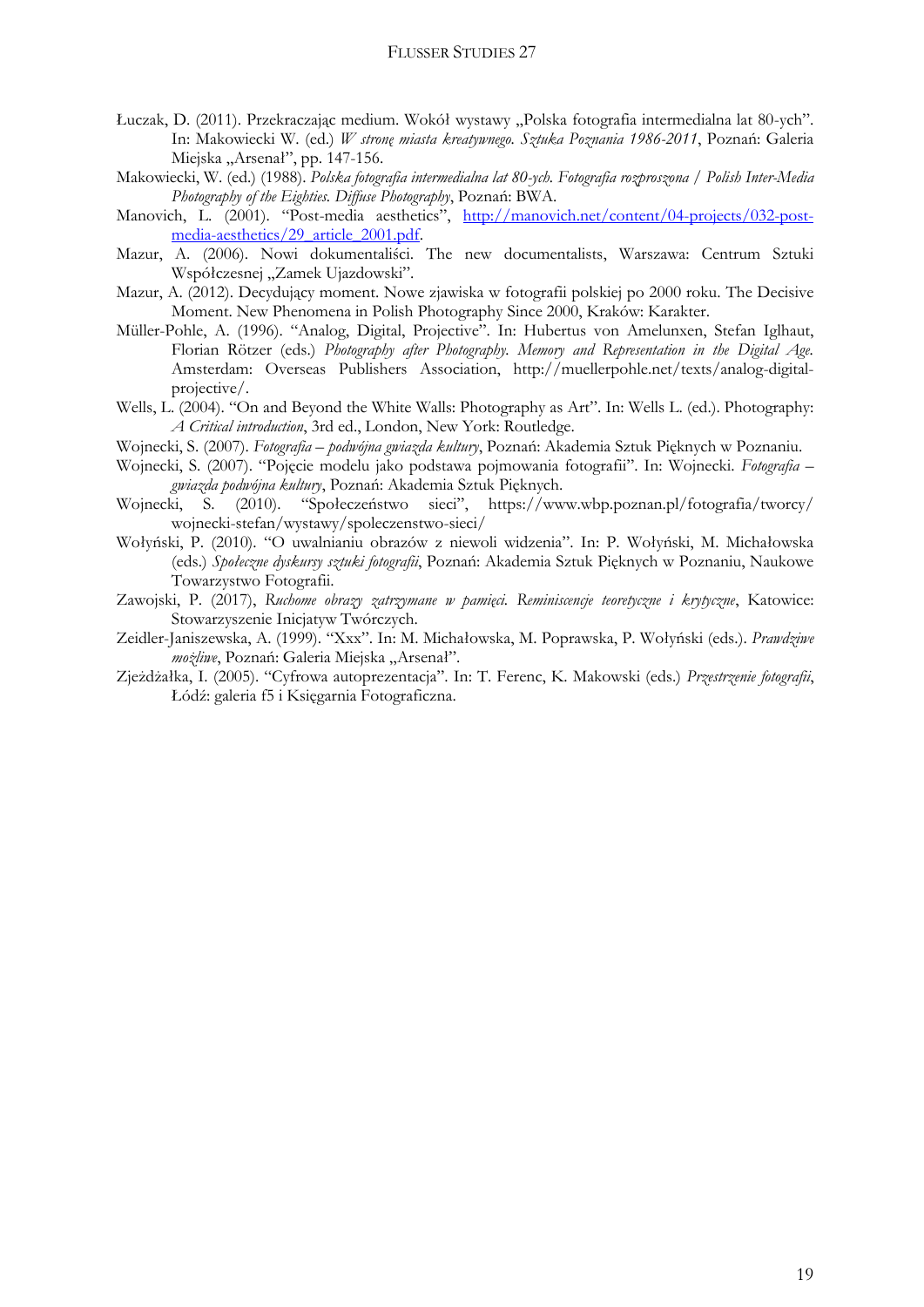Łuczak, D. (2011). Przekraczając medium. Wokół wystawy „Polska fotografia intermedialna lat 80-ych". In: Makowiecki W. (ed.) *W stronę miasta kreatywnego. Sztuka Poznania 1986-2011*, Poznań: Galeria Miejska „Arsenał", pp. 147-156.

Makowiecki, W. (ed.) (1988). *Polska fotografia intermedialna lat 80-ych. Fotografia rozproszona / Polish Inter-Media Photography of the Eighties. Diffuse Photography*, Poznań: BWA.

Manovich, L. (2001). "Post-media aesthetics", http://manovich.net/content/04-projects/032-post-media-aesthetics/29_article_2001.pdf.

Mazur, A. (2006). Nowi dokumentaliści. The new documentalists, Warszawa: Centrum Sztuki Współczesnej „Zamek Ujazdowski".

Mazur, A. (2012). Decydujący moment. Nowe zjawiska w fotografii polskiej po 2000 roku. The Decisive Moment. New Phenomena in Polish Photography Since 2000, Kraków: Karakter.

Müller-Pohle, A. (1996). "Analog, Digital, Projective". In: Hubertus von Amelunxen, Stefan Iglhaut, Florian Rötzer (eds.) *Photography after Photography. Memory and Representation in the Digital Age.* Amsterdam: Overseas Publishers Association, http://muellerpohle.net/texts/analog-digital-projective/.

Wells, L. (2004). "On and Beyond the White Walls: Photography as Art". In: Wells L. (ed.). Photography: *A Critical introduction*, 3rd ed., London, New York: Routledge.

Wojnecki, S. (2007). *Fotografia – podwójna gwiazda kultury*, Poznań: Akademia Sztuk Pięknych w Poznaniu.

Wojnecki, S. (2007). "Pojęcie modelu jako podstawa pojmowania fotografii". In: Wojnecki. *Fotografia – gwiazda podwójna kultury*, Poznań: Akademia Sztuk Pięknych.

Wojnecki, S. (2010). "Społeczeństwo sieci", https://www.wbp.poznan.pl/fotografia/tworcy/wojnecki-stefan/wystawy/spoleczenstwo-sieci/

Wołyński, P. (2010). "O uwalnianiu obrazów z niewoli widzenia". In: P. Wołyński, M. Michałowska (eds.) *Społeczne dyskursy sztuki fotografii*, Poznań: Akademia Sztuk Pięknych w Poznaniu, Naukowe Towarzystwo Fotografii.

Zawojski, P. (2017), *Ruchome obrazy zatrzymane w pamięci. Reminiscencje teoretyczne i krytyczne*, Katowice: Stowarzyszenie Inicjatyw Twórczych.

Zeidler-Janiszewska, A. (1999). "Xxx". In: M. Michałowska, M. Poprawska, P. Wołyński (eds.). *Prawdziwe możliwe*, Poznań: Galeria Miejska „Arsenał".

Zjeżdżałka, I. (2005). "Cyfrowa autoprezentacja". In: T. Ferenc, K. Makowski (eds.) *Przestrzenie fotografii*, Łódź: galeria f5 i Księgarnia Fotograficzna.